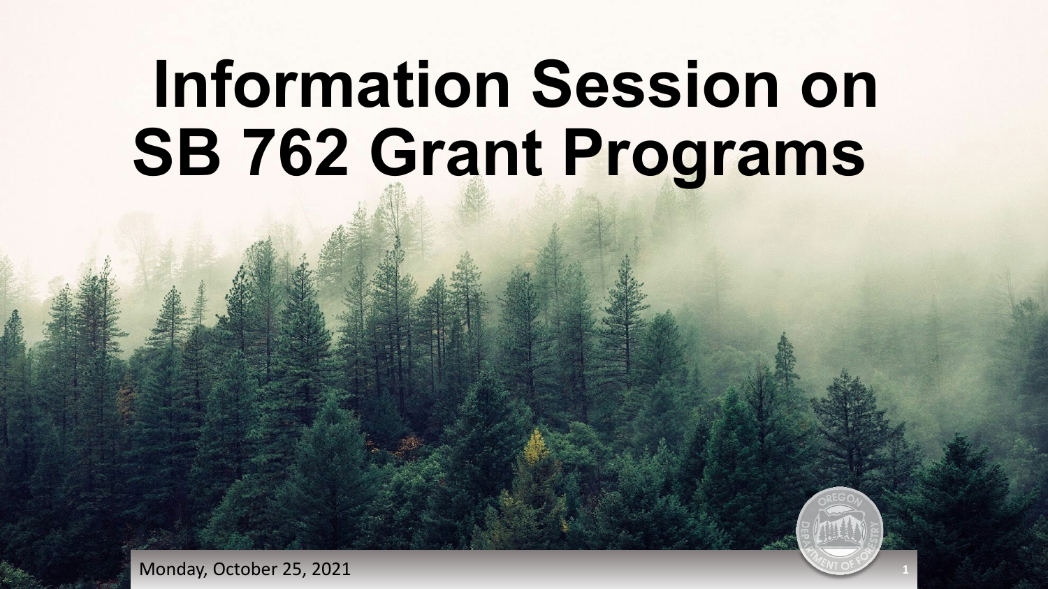# Information Session on SB 762 Grant Programs

Monday, October 25, 2021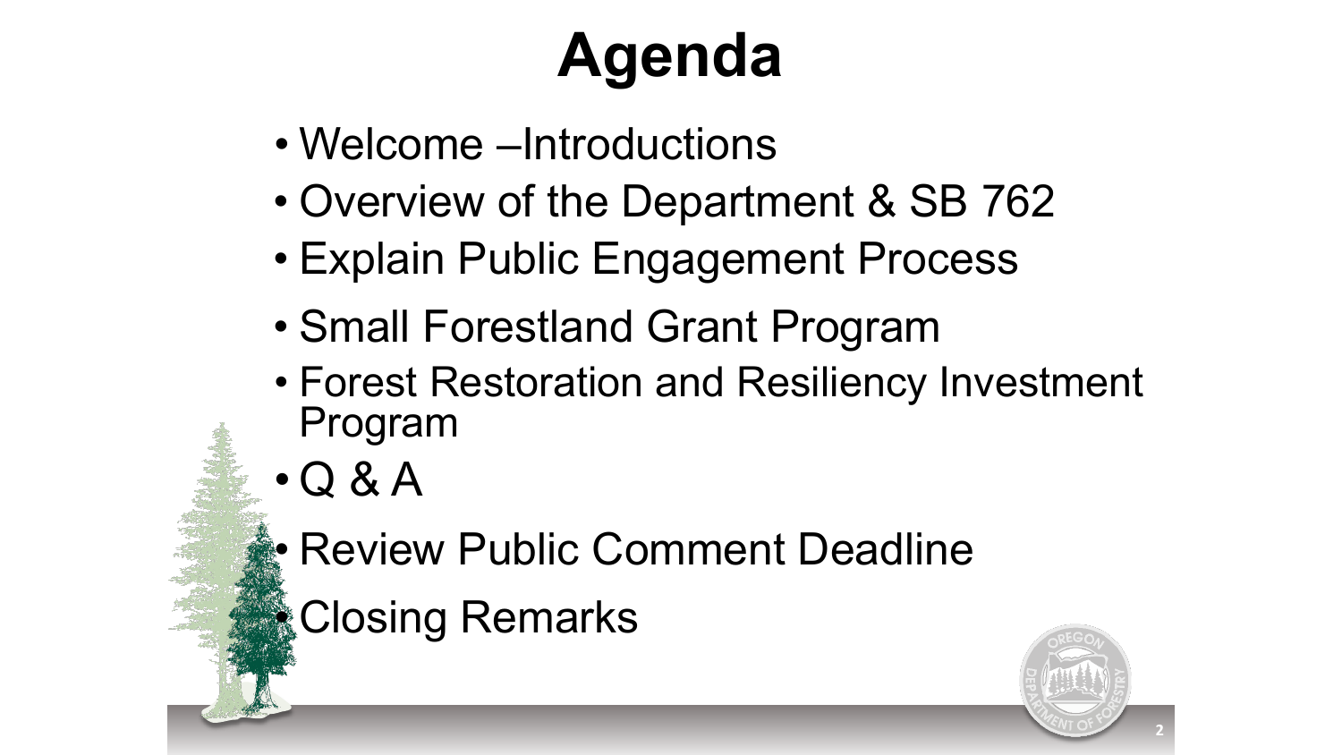# Agenda

- Welcome –Introductions
- Overview of the Department & SB 762
- Explain Public Engagement Process
- Small Forestland Grant Program
- Forest Restoration and Resiliency Investment Program
- Q & A
- Review Public Comment Deadline
- Closing Remarks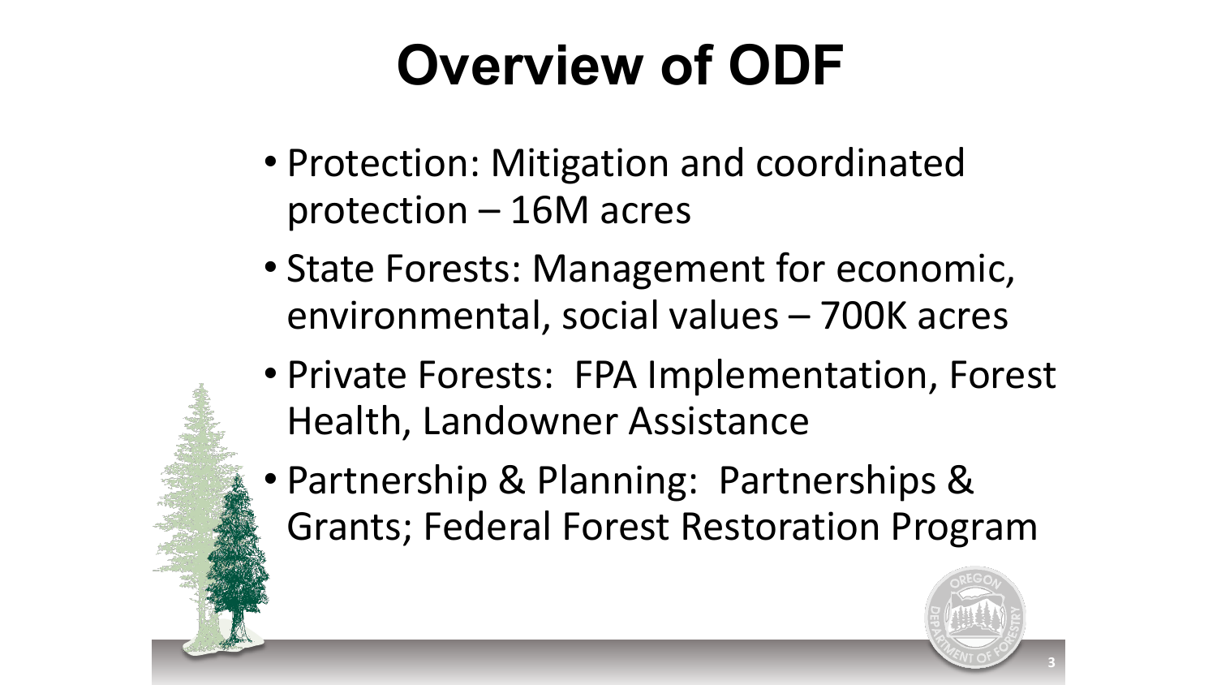# Overview of ODF

- Protection: Mitigation and coordinated protection – 16M acres
- State Forests: Management for economic, environmental, social values – 700K acres
- Private Forests: FPA Implementation, Forest Health, Landowner Assistance
- Partnership & Planning: Partnerships & Grants; Federal Forest Restoration Program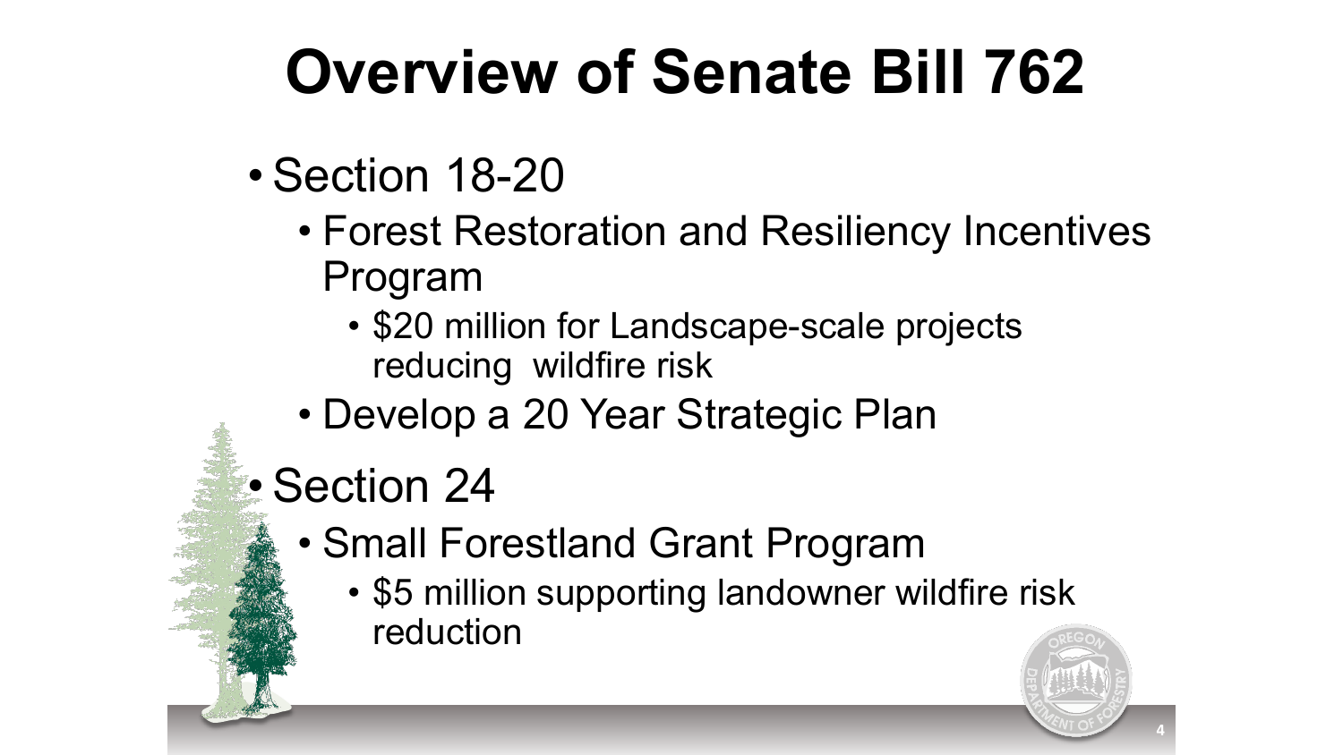# Overview of Senate Bill 762

- Section 18-20
  - Forest Restoration and Resiliency Incentives Program
    - $20 million for Landscape-scale projects reducing wildfire risk
  - Develop a 20 Year Strategic Plan
- Section 24
  - Small Forestland Grant Program
    - $5 million supporting landowner wildfire risk reduction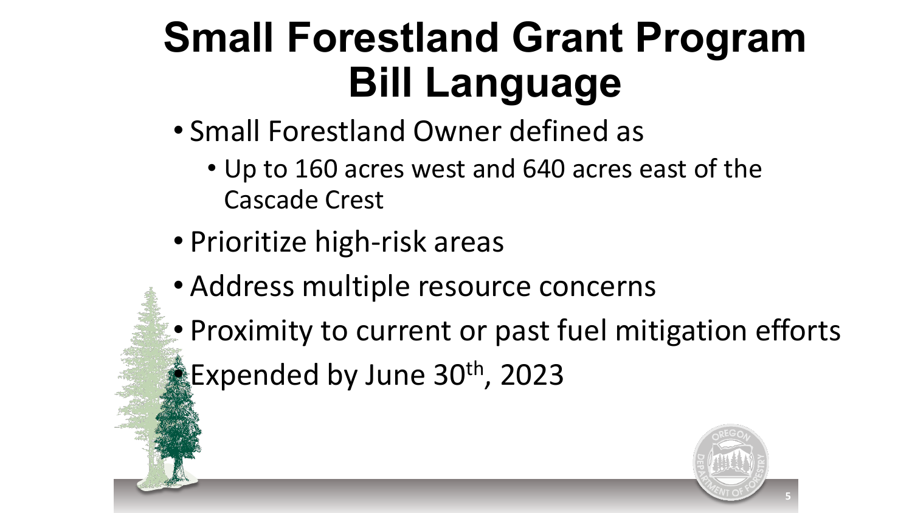# Small Forestland Grant Program Bill Language

- Small Forestland Owner defined as
  - Up to 160 acres west and 640 acres east of the Cascade Crest
- Prioritize high-risk areas
- Address multiple resource concerns
- Proximity to current or past fuel mitigation efforts
- Expended by June 30th, 2023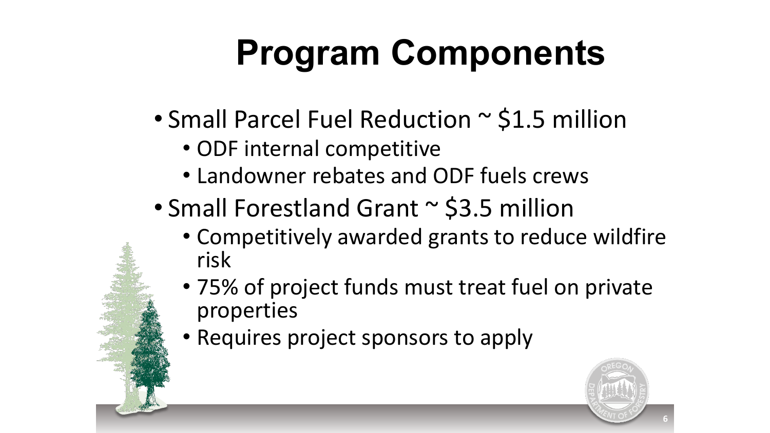# Program Components

- Small Parcel Fuel Reduction ~ $1.5 million
  - ODF internal competitive
  - Landowner rebates and ODF fuels crews
- Small Forestland Grant ~ $3.5 million
  - Competitively awarded grants to reduce wildfire risk
  - 75% of project funds must treat fuel on private properties
  - Requires project sponsors to apply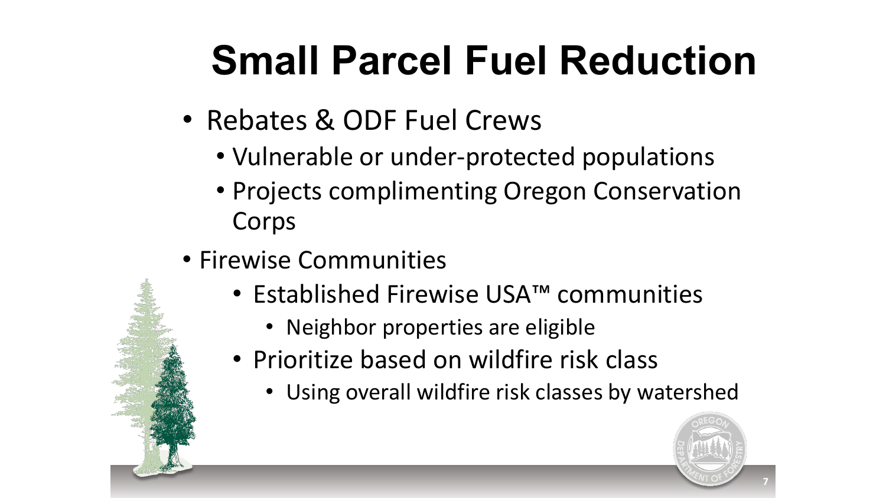# Small Parcel Fuel Reduction

- Rebates & ODF Fuel Crews
  - Vulnerable or under-protected populations
  - Projects complimenting Oregon Conservation Corps
- Firewise Communities
  - Established Firewise USA™ communities
    - Neighbor properties are eligible
  - Prioritize based on wildfire risk class
    - Using overall wildfire risk classes by watershed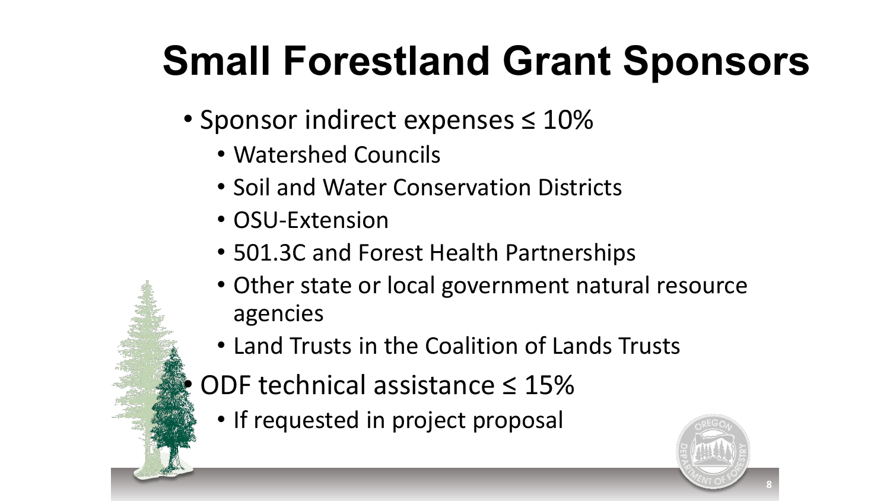# Small Forestland Grant Sponsors

- Sponsor indirect expenses ≤ 10%
  - Watershed Councils
  - Soil and Water Conservation Districts
  - OSU-Extension
  - 501.3C and Forest Health Partnerships
  - Other state or local government natural resource agencies
  - Land Trusts in the Coalition of Lands Trusts
- ODF technical assistance ≤ 15%
  - If requested in project proposal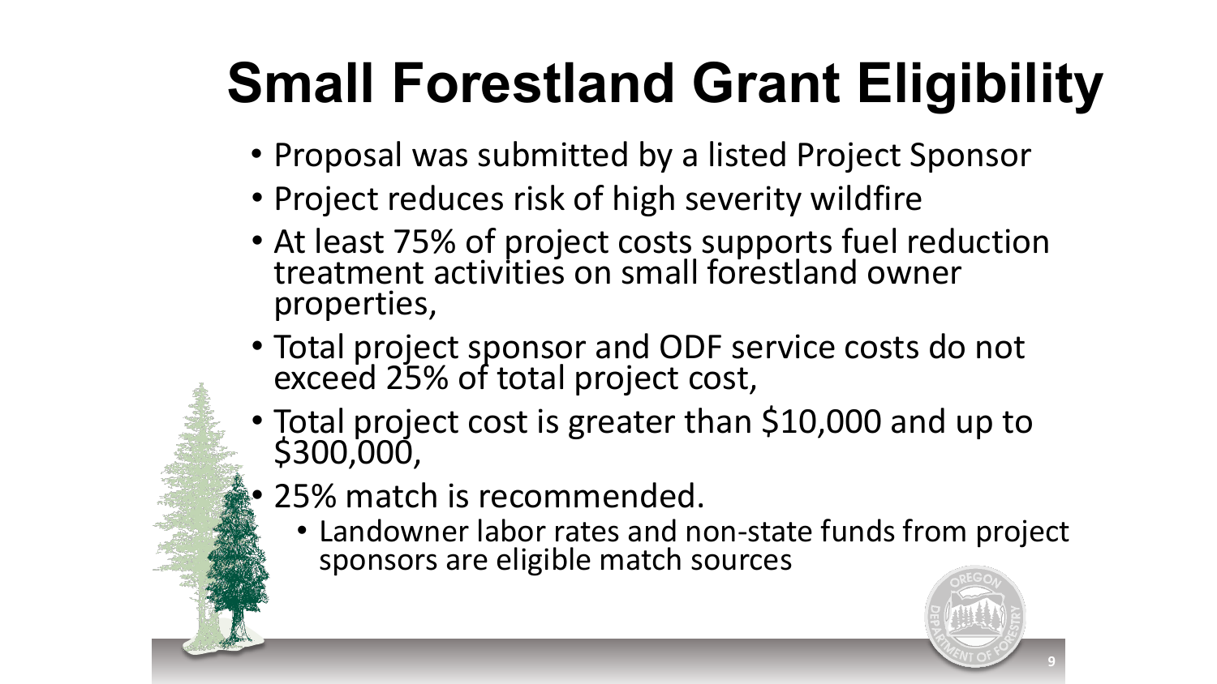# Small Forestland Grant Eligibility

- Proposal was submitted by a listed Project Sponsor
- Project reduces risk of high severity wildfire
- At least 75% of project costs supports fuel reduction treatment activities on small forestland owner properties,
- Total project sponsor and ODF service costs do not exceed 25% of total project cost,
- Total project cost is greater than $10,000 and up to $300,000,
- 25% match is recommended.
  - Landowner labor rates and non-state funds from project sponsors are eligible match sources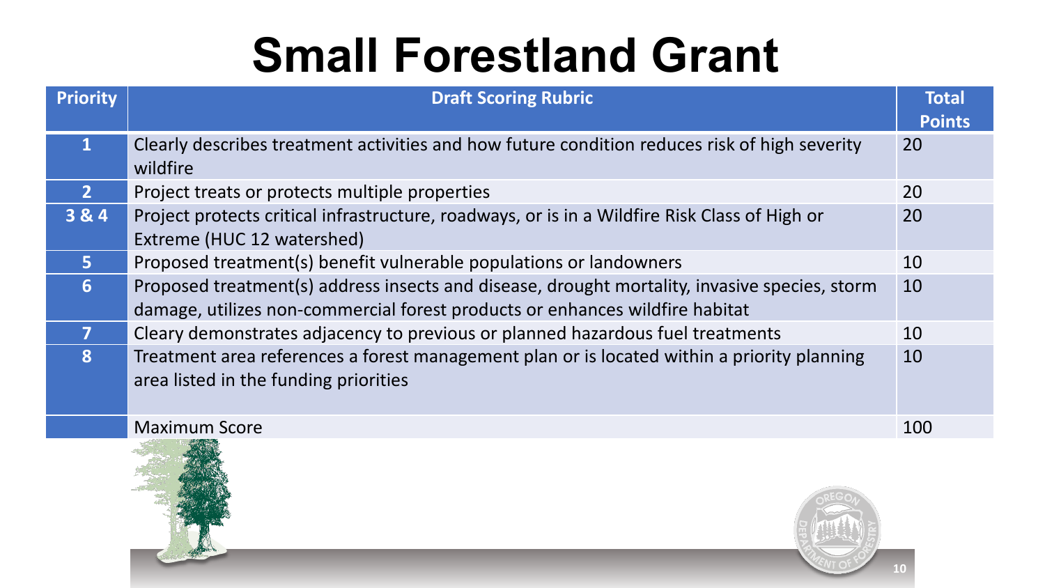# Small Forestland Grant

| Priority | Draft Scoring Rubric | Total Points |
|---|---|---|
| 1 | Clearly describes treatment activities and how future condition reduces risk of high severity wildfire | 20 |
| 2 | Project treats or protects multiple properties | 20 |
| 3 & 4 | Project protects critical infrastructure, roadways, or is in a Wildfire Risk Class of High or Extreme (HUC 12 watershed) | 20 |
| 5 | Proposed treatment(s) benefit vulnerable populations or landowners | 10 |
| 6 | Proposed treatment(s) address insects and disease, drought mortality, invasive species, storm damage, utilizes non-commercial forest products or enhances wildfire habitat | 10 |
| 7 | Cleary demonstrates adjacency to previous or planned hazardous fuel treatments | 10 |
| 8 | Treatment area references a forest management plan or is located within a priority planning area listed in the funding priorities | 10 |
| | Maximum Score | 100 |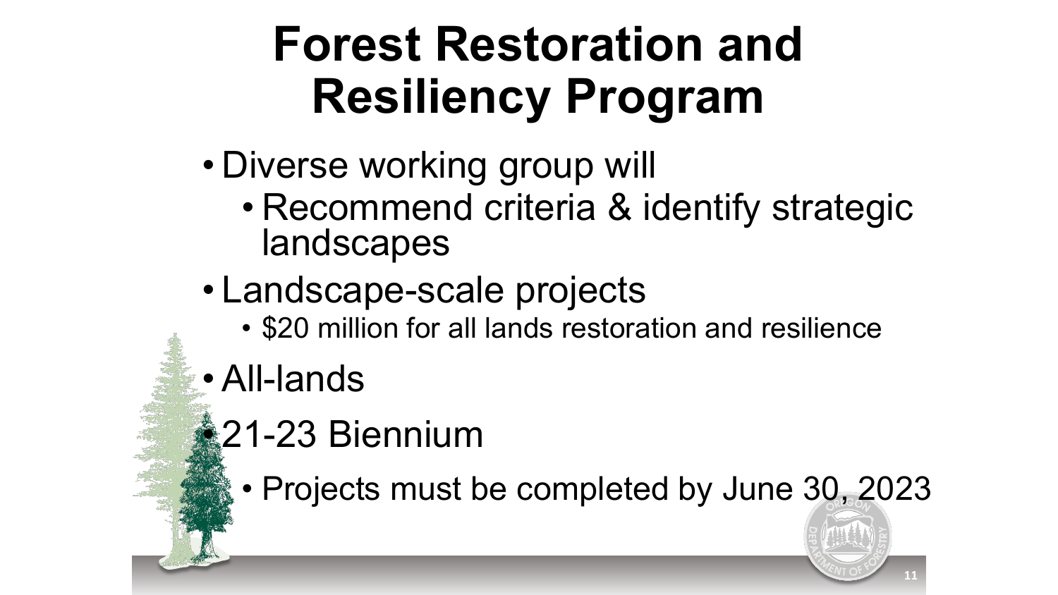# Forest Restoration and Resiliency Program

- Diverse working group will
  - Recommend criteria & identify strategic landscapes
- Landscape-scale projects
  - $20 million for all lands restoration and resilience
- All-lands
- 21-23 Biennium
  - Projects must be completed by June 30, 2023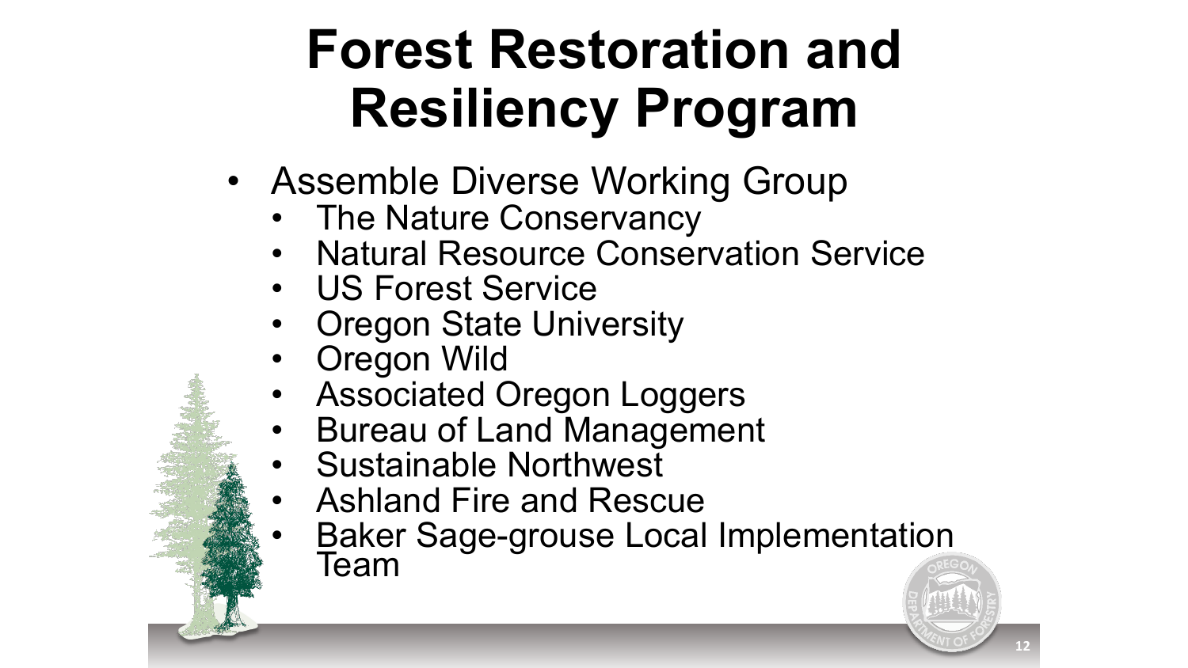# Forest Restoration and Resiliency Program

- Assemble Diverse Working Group
  - The Nature Conservancy
  - Natural Resource Conservation Service
  - US Forest Service
  - Oregon State University
  - Oregon Wild
  - Associated Oregon Loggers
  - Bureau of Land Management
  - Sustainable Northwest
  - Ashland Fire and Rescue
  - Baker Sage-grouse Local Implementation Team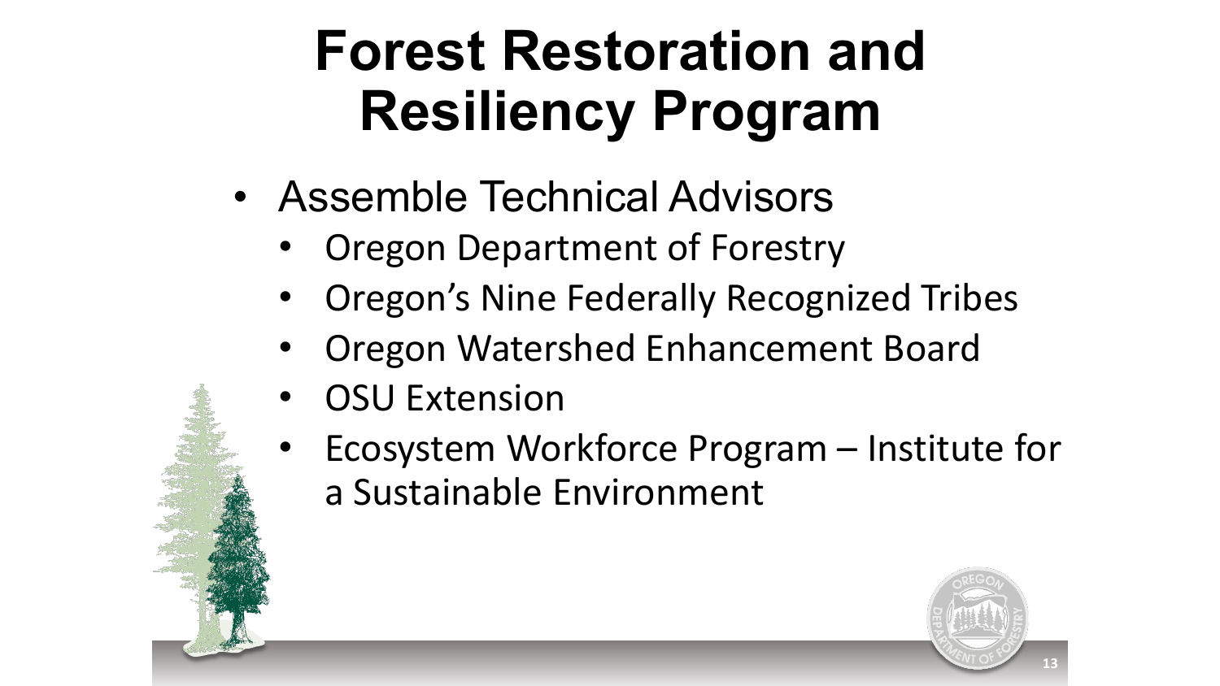# Forest Restoration and Resiliency Program

- Assemble Technical Advisors
  - Oregon Department of Forestry
  - Oregon's Nine Federally Recognized Tribes
  - Oregon Watershed Enhancement Board
  - OSU Extension
  - Ecosystem Workforce Program – Institute for a Sustainable Environment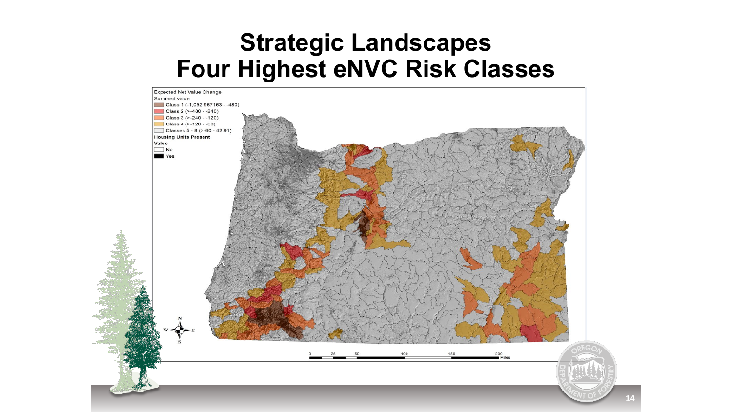# Strategic Landscapes
# Four Highest eNVC Risk Classes

Expected Net Value Change
Summed value
- Class 1 (-1,052.967163 - -480)
- Class 2 (>-480 - -240)
- Class 3 (>-240 - -120)
- Class 4 (>-120 - -60)
- Classes 5 - 8 (>-60 - 42.91)

Housing Units Present
Value
- No
- Yes

0 25 50 100 150 200 Miles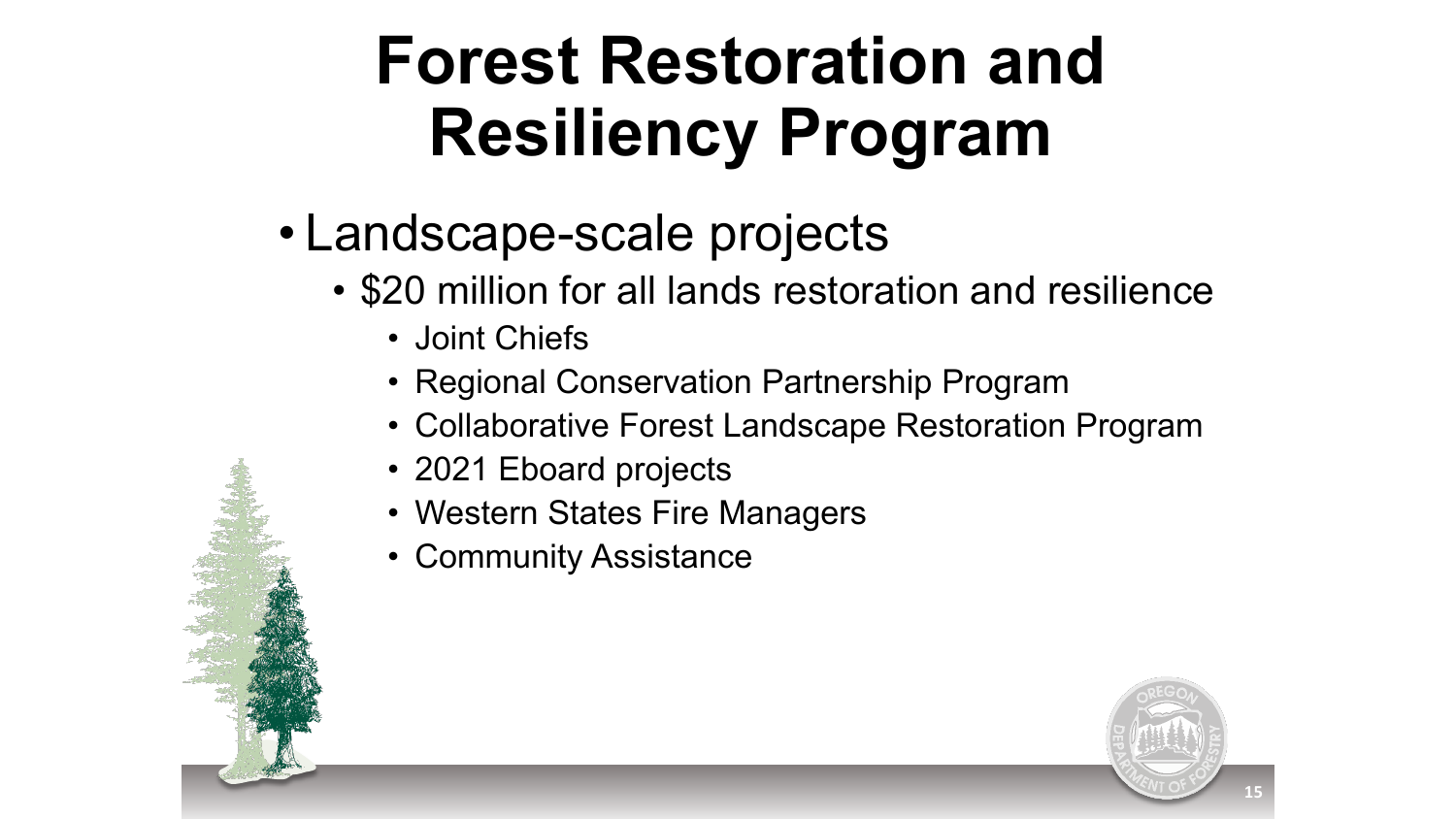# Forest Restoration and Resiliency Program

- Landscape-scale projects
  - $20 million for all lands restoration and resilience
    - Joint Chiefs
    - Regional Conservation Partnership Program
    - Collaborative Forest Landscape Restoration Program
    - 2021 Eboard projects
    - Western States Fire Managers
    - Community Assistance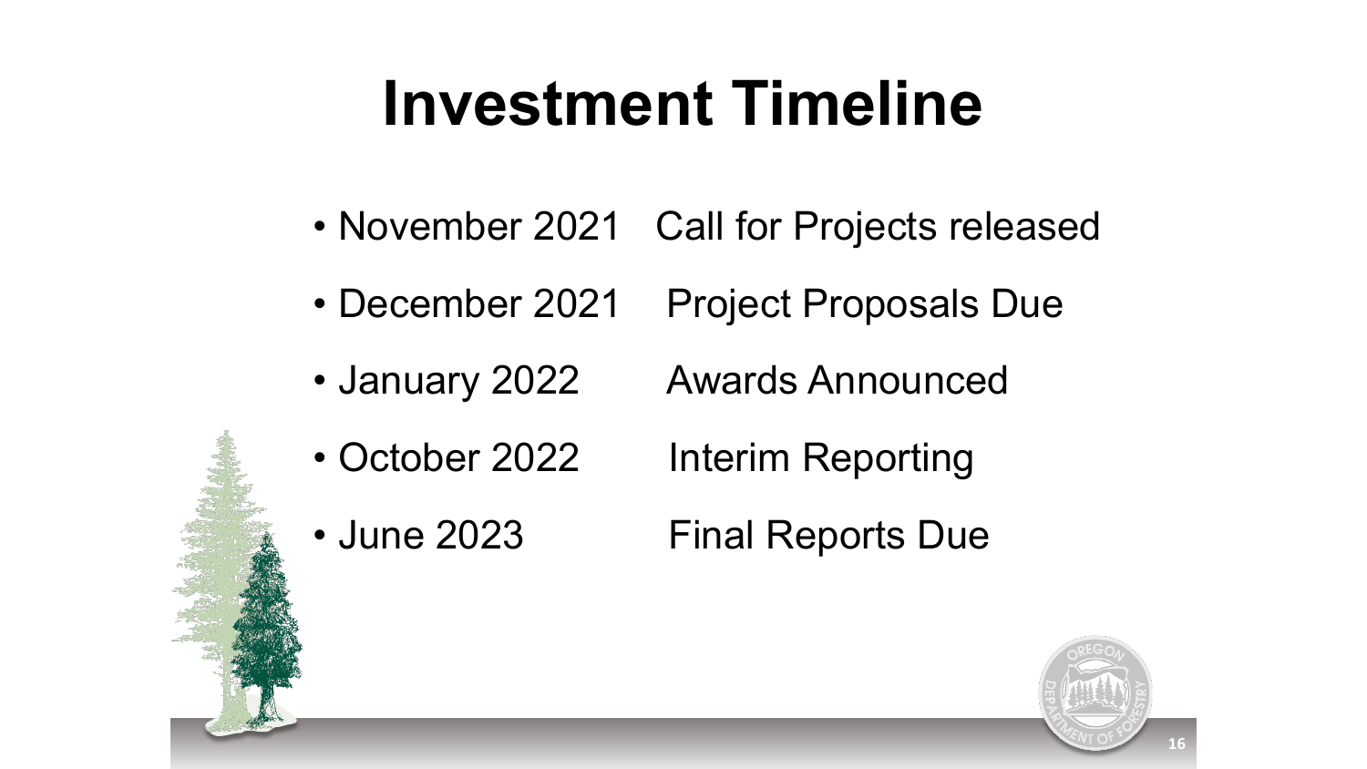# Investment Timeline

- November 2021 Call for Projects released
- December 2021 Project Proposals Due
- January 2022 Awards Announced
- October 2022 Interim Reporting
- June 2023 Final Reports Due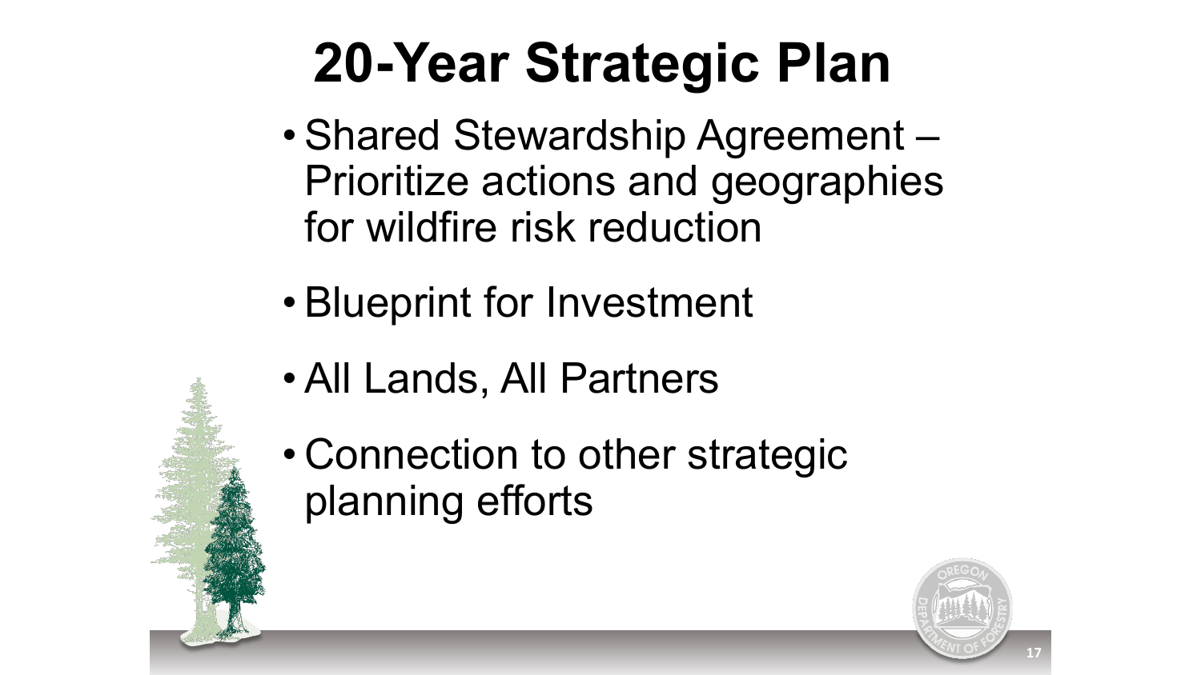# 20-Year Strategic Plan

- Shared Stewardship Agreement – Prioritize actions and geographies for wildfire risk reduction
- Blueprint for Investment
- All Lands, All Partners
- Connection to other strategic planning efforts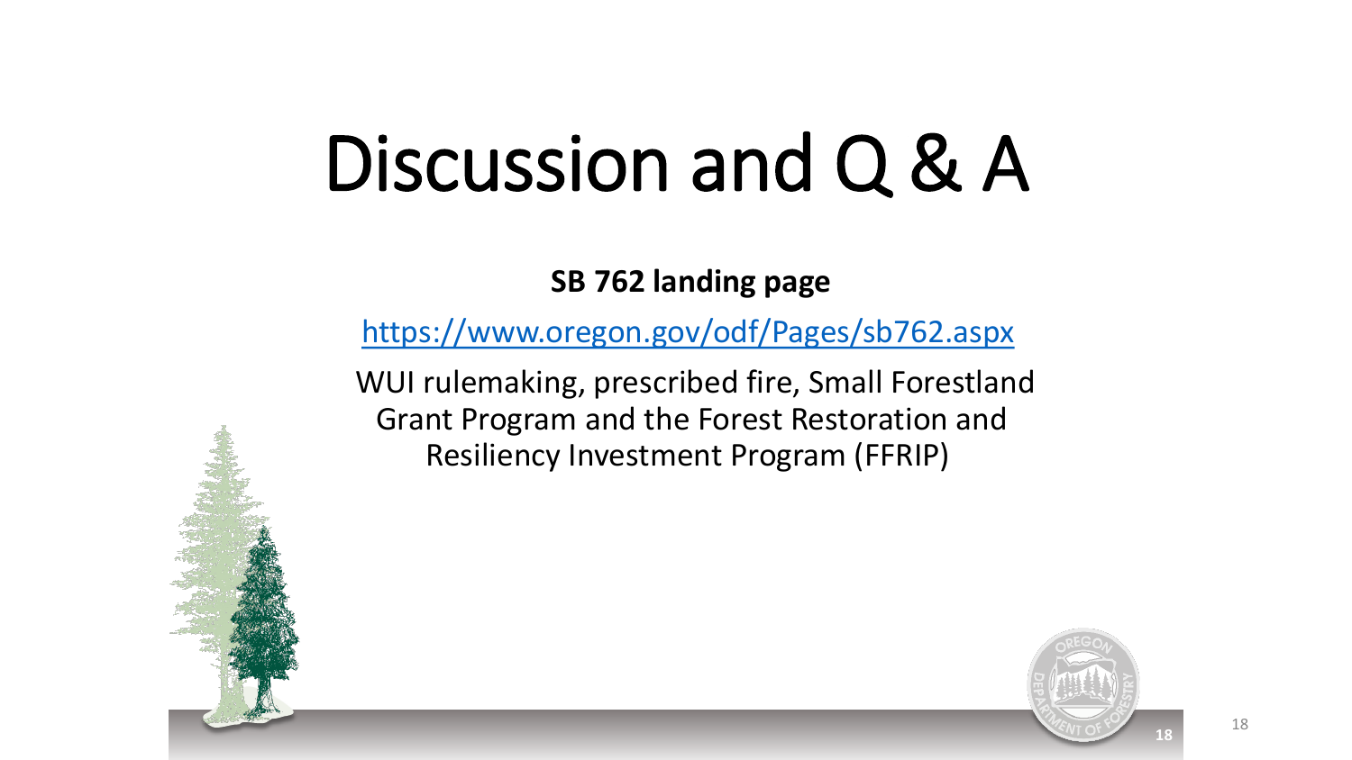# Discussion and Q & A

**SB 762 landing page**

https://www.oregon.gov/odf/Pages/sb762.aspx

WUI rulemaking, prescribed fire, Small Forestland Grant Program and the Forest Restoration and Resiliency Investment Program (FFRIP)